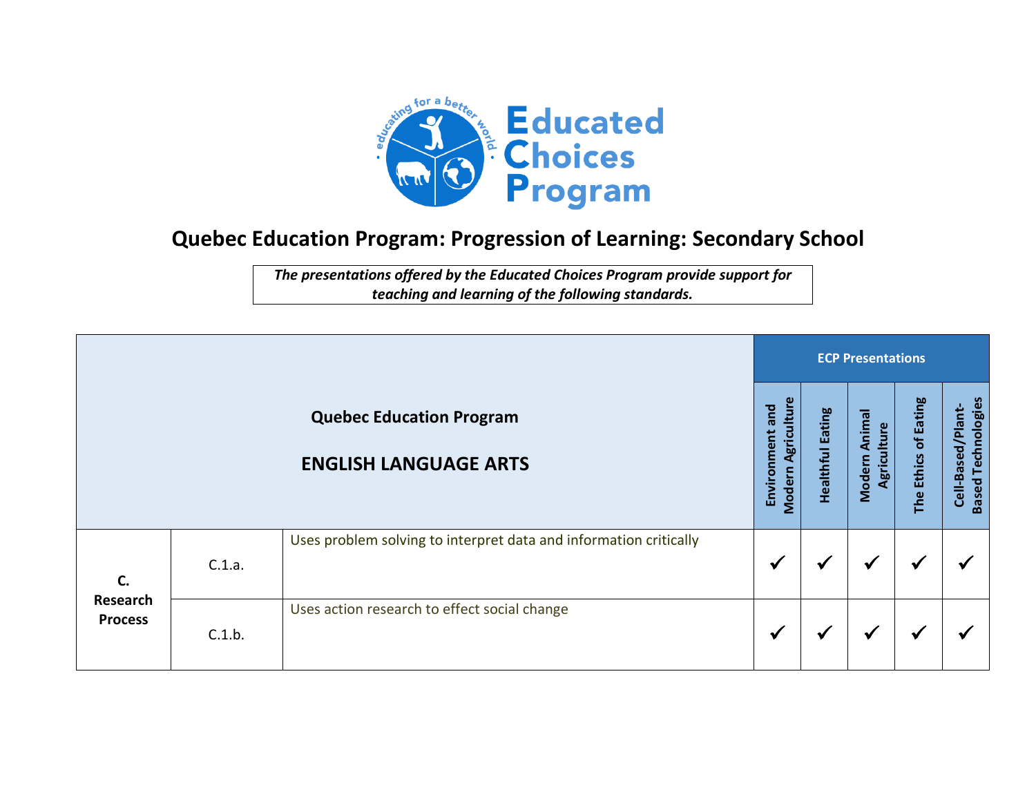# Quebec Education Program: Progression of Learning: Secondary School

*The presentations offered by the Educated Choices Program provide support for teaching and learning of the following standards.*

| Quebec Education Program<br><br>ENGLISH LANGUAGE ARTS | | | ECP Presentations | | | | |
|---|---|---|---|---|---|---|---|
| | | | Environment and Modern Agriculture | Healthful Eating | Modern Animal Agriculture | The Ethics of Eating | Cell-Based/Plant-Based Technologies |
| **C. Research Process** | C.1.a. | Uses problem solving to interpret data and information critically | ✓ | ✓ | ✓ | ✓ | ✓ |
| | C.1.b. | Uses action research to effect social change | ✓ | ✓ | ✓ | ✓ | ✓ |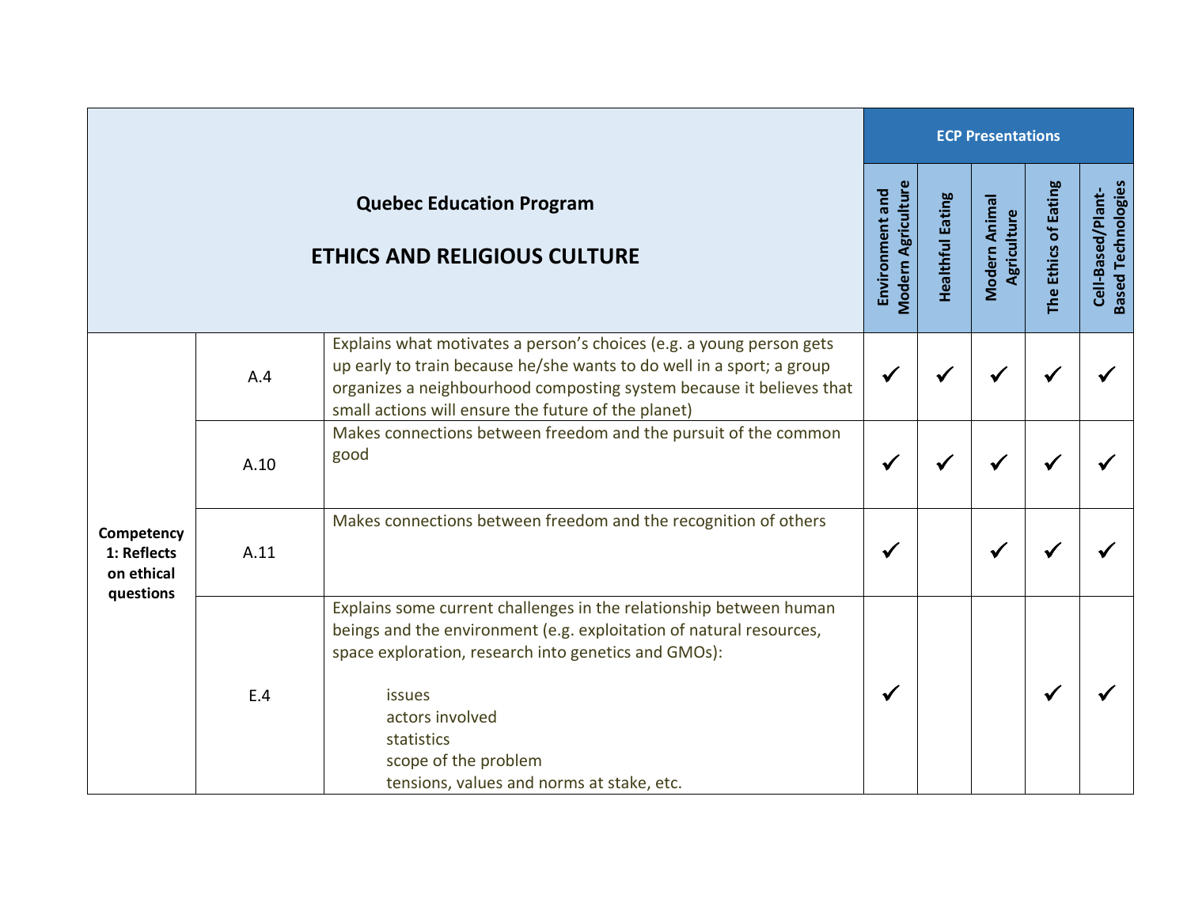| Quebec Education Program<br><br>ETHICS AND RELIGIOUS CULTURE | | | ECP Presentations | | | | |
|---|---|---|---|---|---|---|---|
| | | | Environment and Modern Agriculture | Healthful Eating | Modern Animal Agriculture | The Ethics of Eating | Cell-Based/Plant-Based Technologies |
| Competency 1: Reflects on ethical questions | A.4 | Explains what motivates a person's choices (e.g. a young person gets up early to train because he/she wants to do well in a sport; a group organizes a neighbourhood composting system because it believes that small actions will ensure the future of the planet) | ✓ | ✓ | ✓ | ✓ | ✓ |
| | A.10 | Makes connections between freedom and the pursuit of the common good | ✓ | ✓ | ✓ | ✓ | ✓ |
| | A.11 | Makes connections between freedom and the recognition of others | ✓ | | ✓ | ✓ | ✓ |
| | E.4 | Explains some current challenges in the relationship between human beings and the environment (e.g. exploitation of natural resources, space exploration, research into genetics and GMOs):<br>issues<br>actors involved<br>statistics<br>scope of the problem<br>tensions, values and norms at stake, etc. | ✓ | | | ✓ | ✓ |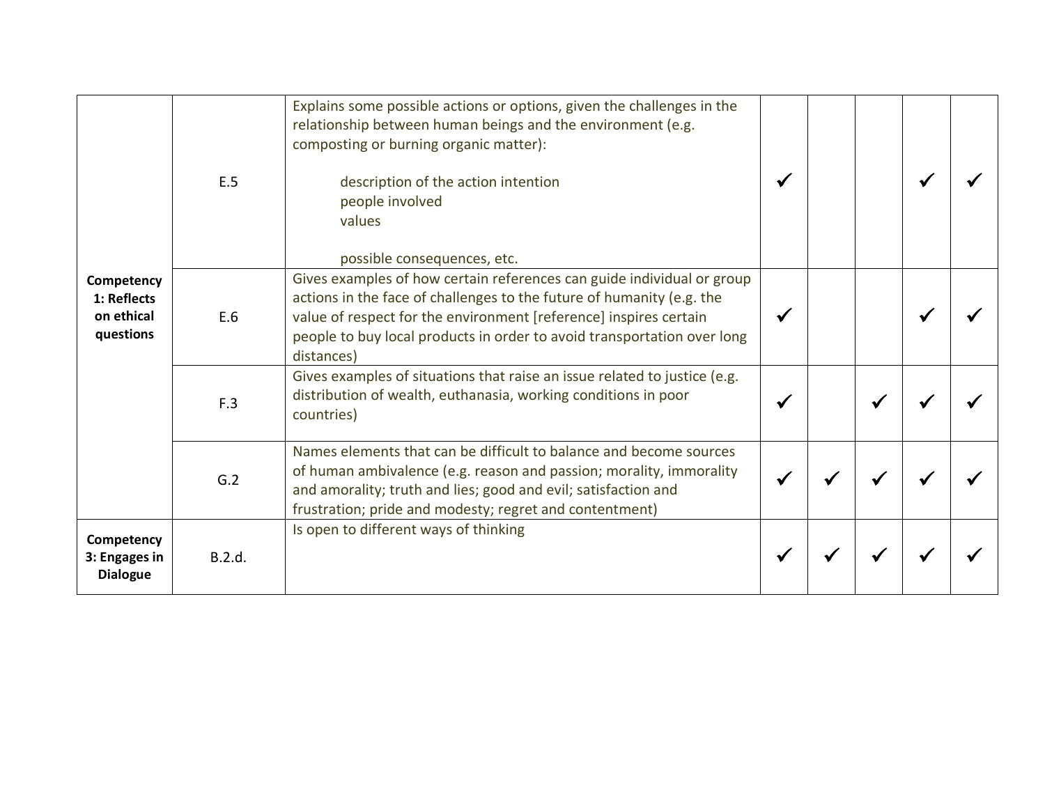| | | | | | | | |
|---|---|---|---|---|---|---|---|
| **Competency 1: Reflects on ethical questions** | E.5 | Explains some possible actions or options, given the challenges in the relationship between human beings and the environment (e.g. composting or burning organic matter):<br><br>description of the action intention<br>people involved<br>values<br><br>possible consequences, etc. | ✓ | | | ✓ | ✓ |
| | E.6 | Gives examples of how certain references can guide individual or group actions in the face of challenges to the future of humanity (e.g. the value of respect for the environment [reference] inspires certain people to buy local products in order to avoid transportation over long distances) | ✓ | | | ✓ | ✓ |
| | F.3 | Gives examples of situations that raise an issue related to justice (e.g. distribution of wealth, euthanasia, working conditions in poor countries) | ✓ | | ✓ | ✓ | ✓ |
| | G.2 | Names elements that can be difficult to balance and become sources of human ambivalence (e.g. reason and passion; morality, immorality and amorality; truth and lies; good and evil; satisfaction and frustration; pride and modesty; regret and contentment) | ✓ | ✓ | ✓ | ✓ | ✓ |
| **Competency 3: Engages in Dialogue** | B.2.d. | Is open to different ways of thinking | ✓ | ✓ | ✓ | ✓ | ✓ |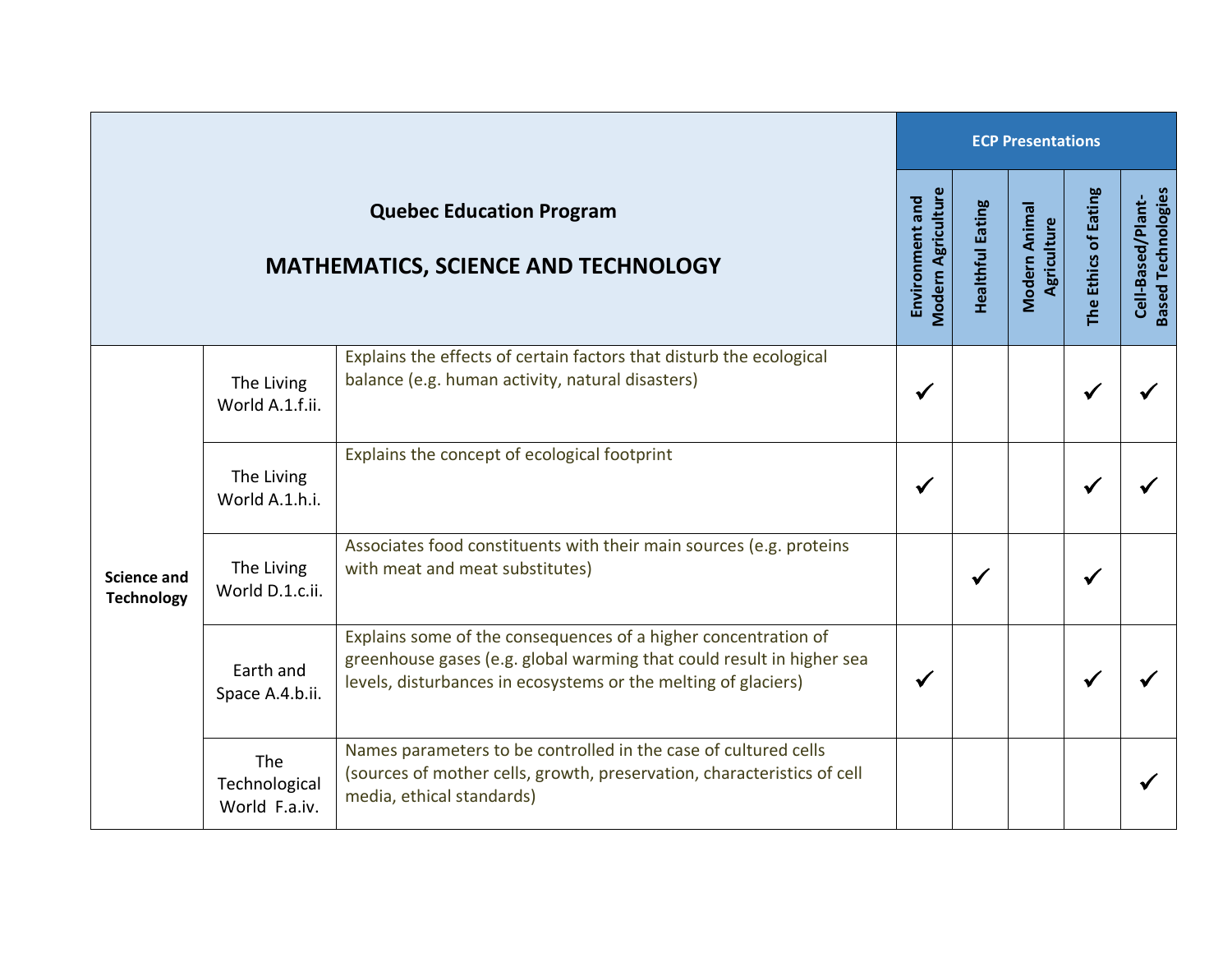| Quebec Education Program<br><br>**MATHEMATICS, SCIENCE AND TECHNOLOGY** | | | ECP Presentations | | | | |
|---|---|---|---|---|---|---|---|
| | | | Environment and Modern Agriculture | Healthful Eating | Modern Animal Agriculture | The Ethics of Eating | Cell-Based/Plant-Based Technologies |
| **Science and Technology** | The Living World A.1.f.ii. | Explains the effects of certain factors that disturb the ecological balance (e.g. human activity, natural disasters) | ✓ | | | ✓ | ✓ |
| | The Living World A.1.h.i. | Explains the concept of ecological footprint | ✓ | | | ✓ | ✓ |
| | The Living World D.1.c.ii. | Associates food constituents with their main sources (e.g. proteins with meat and meat substitutes) | | ✓ | | ✓ | |
| | Earth and Space A.4.b.ii. | Explains some of the consequences of a higher concentration of greenhouse gases (e.g. global warming that could result in higher sea levels, disturbances in ecosystems or the melting of glaciers) | ✓ | | | ✓ | ✓ |
| | The Technological World F.a.iv. | Names parameters to be controlled in the case of cultured cells (sources of mother cells, growth, preservation, characteristics of cell media, ethical standards) | | | | | ✓ |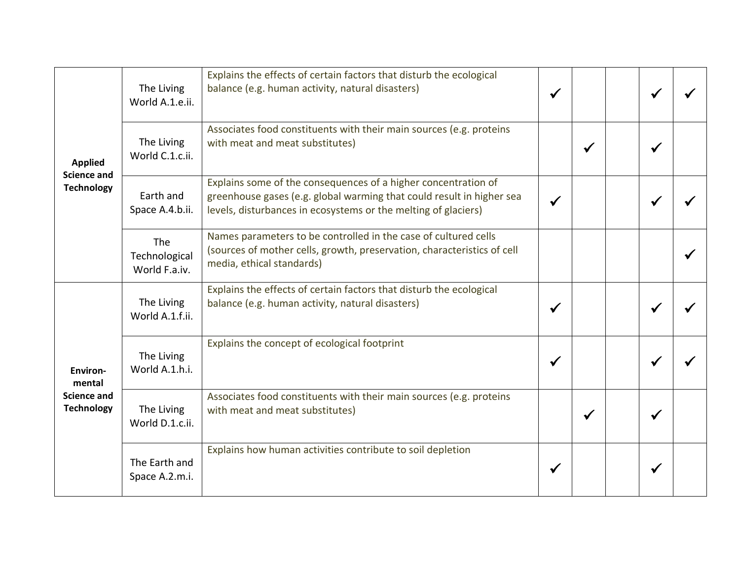| | | | | | | | |
|---|---|---|---|---|---|---|---|
| **Applied Science and Technology** | The Living World A.1.e.ii. | Explains the effects of certain factors that disturb the ecological balance (e.g. human activity, natural disasters) | ✓ | | | ✓ | ✓ |
| | The Living World C.1.c.ii. | Associates food constituents with their main sources (e.g. proteins with meat and meat substitutes) | | ✓ | | ✓ | |
| | Earth and Space A.4.b.ii. | Explains some of the consequences of a higher concentration of greenhouse gases (e.g. global warming that could result in higher sea levels, disturbances in ecosystems or the melting of glaciers) | ✓ | | | ✓ | ✓ |
| | The Technological World F.a.iv. | Names parameters to be controlled in the case of cultured cells (sources of mother cells, growth, preservation, characteristics of cell media, ethical standards) | | | | | ✓ |
| **Environ-mental Science and Technology** | The Living World A.1.f.ii. | Explains the effects of certain factors that disturb the ecological balance (e.g. human activity, natural disasters) | ✓ | | | ✓ | ✓ |
| | The Living World A.1.h.i. | Explains the concept of ecological footprint | ✓ | | | ✓ | ✓ |
| | The Living World D.1.c.ii. | Associates food constituents with their main sources (e.g. proteins with meat and meat substitutes) | | ✓ | | ✓ | |
| | The Earth and Space A.2.m.i. | Explains how human activities contribute to soil depletion | ✓ | | | ✓ | |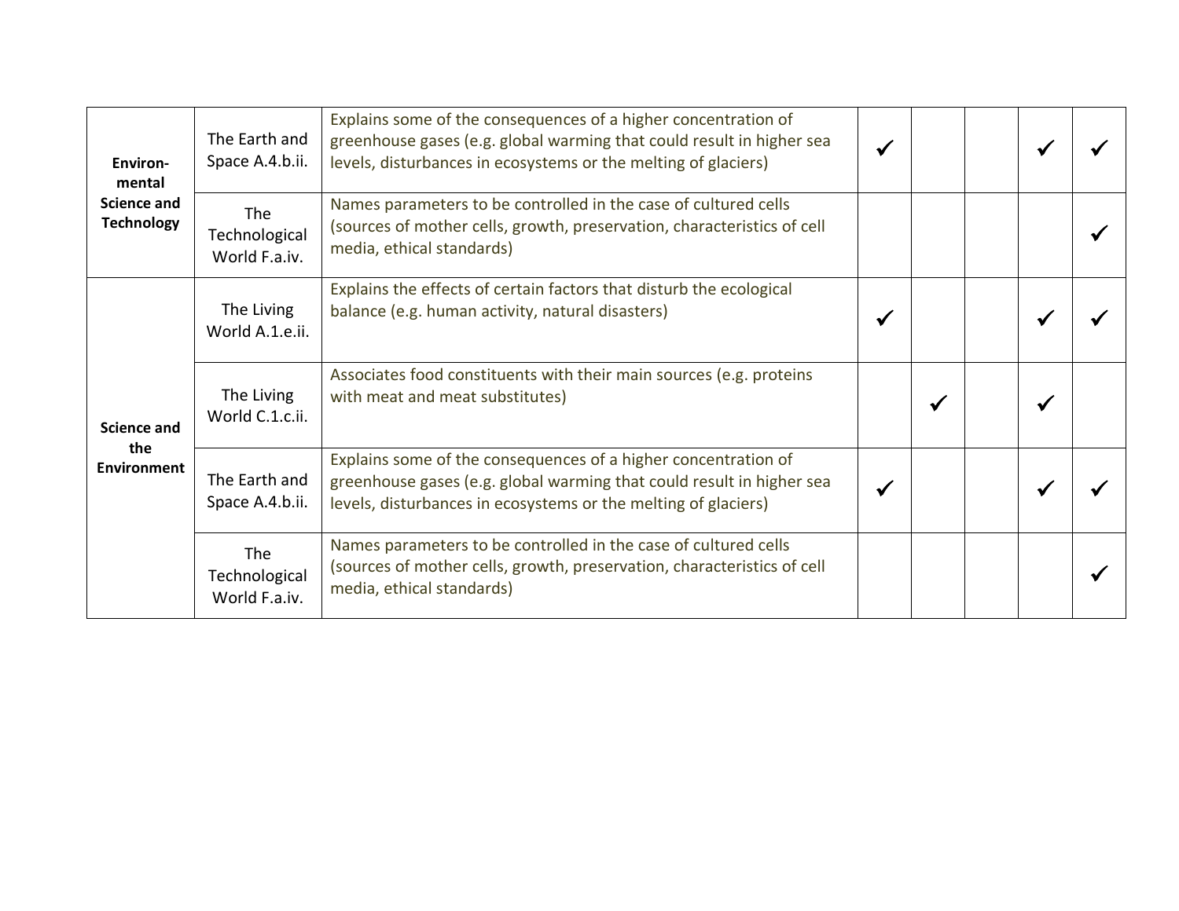| | | | | | | | |
|---|---|---|---|---|---|---|---|
| **Environ-mental Science and Technology** | The Earth and Space A.4.b.ii. | Explains some of the consequences of a higher concentration of greenhouse gases (e.g. global warming that could result in higher sea levels, disturbances in ecosystems or the melting of glaciers) | ✓ | | | ✓ | ✓ |
| | The Technological World F.a.iv. | Names parameters to be controlled in the case of cultured cells (sources of mother cells, growth, preservation, characteristics of cell media, ethical standards) | | | | | ✓ |
| **Science and the Environment** | The Living World A.1.e.ii. | Explains the effects of certain factors that disturb the ecological balance (e.g. human activity, natural disasters) | ✓ | | | ✓ | ✓ |
| | The Living World C.1.c.ii. | Associates food constituents with their main sources (e.g. proteins with meat and meat substitutes) | | ✓ | | ✓ | |
| | The Earth and Space A.4.b.ii. | Explains some of the consequences of a higher concentration of greenhouse gases (e.g. global warming that could result in higher sea levels, disturbances in ecosystems or the melting of glaciers) | ✓ | | | ✓ | ✓ |
| | The Technological World F.a.iv. | Names parameters to be controlled in the case of cultured cells (sources of mother cells, growth, preservation, characteristics of cell media, ethical standards) | | | | | ✓ |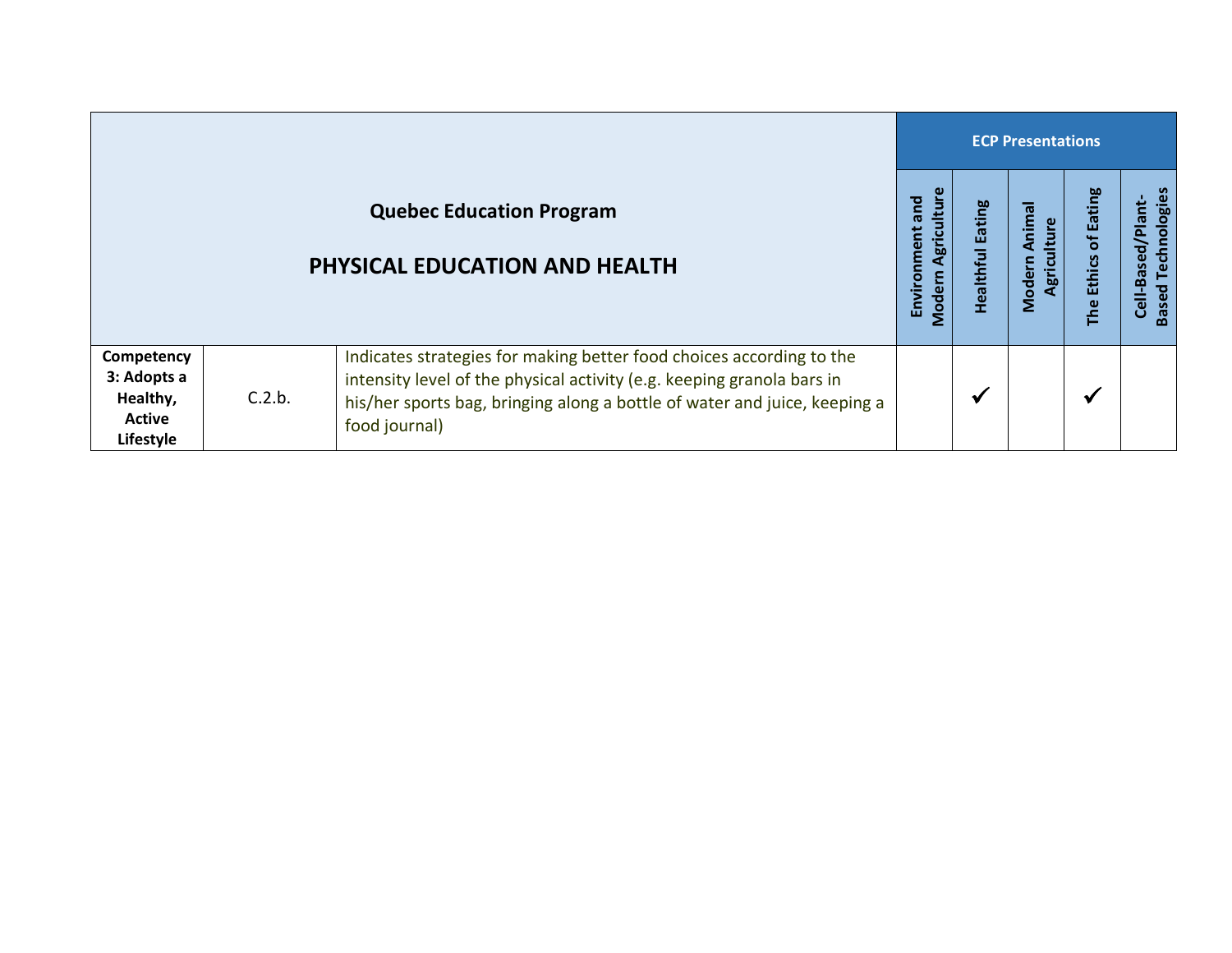| Quebec Education Program<br><br>PHYSICAL EDUCATION AND HEALTH | | | ECP Presentations | | | | |
|---|---|---|---|---|---|---|---|
| | | | Environment and Modern Agriculture | Healthful Eating | Modern Animal Agriculture | The Ethics of Eating | Cell-Based/Plant-Based Technologies |
| **Competency 3: Adopts a Healthy, Active Lifestyle** | C.2.b. | Indicates strategies for making better food choices according to the intensity level of the physical activity (e.g. keeping granola bars in his/her sports bag, bringing along a bottle of water and juice, keeping a food journal) | | ✓ | | ✓ | |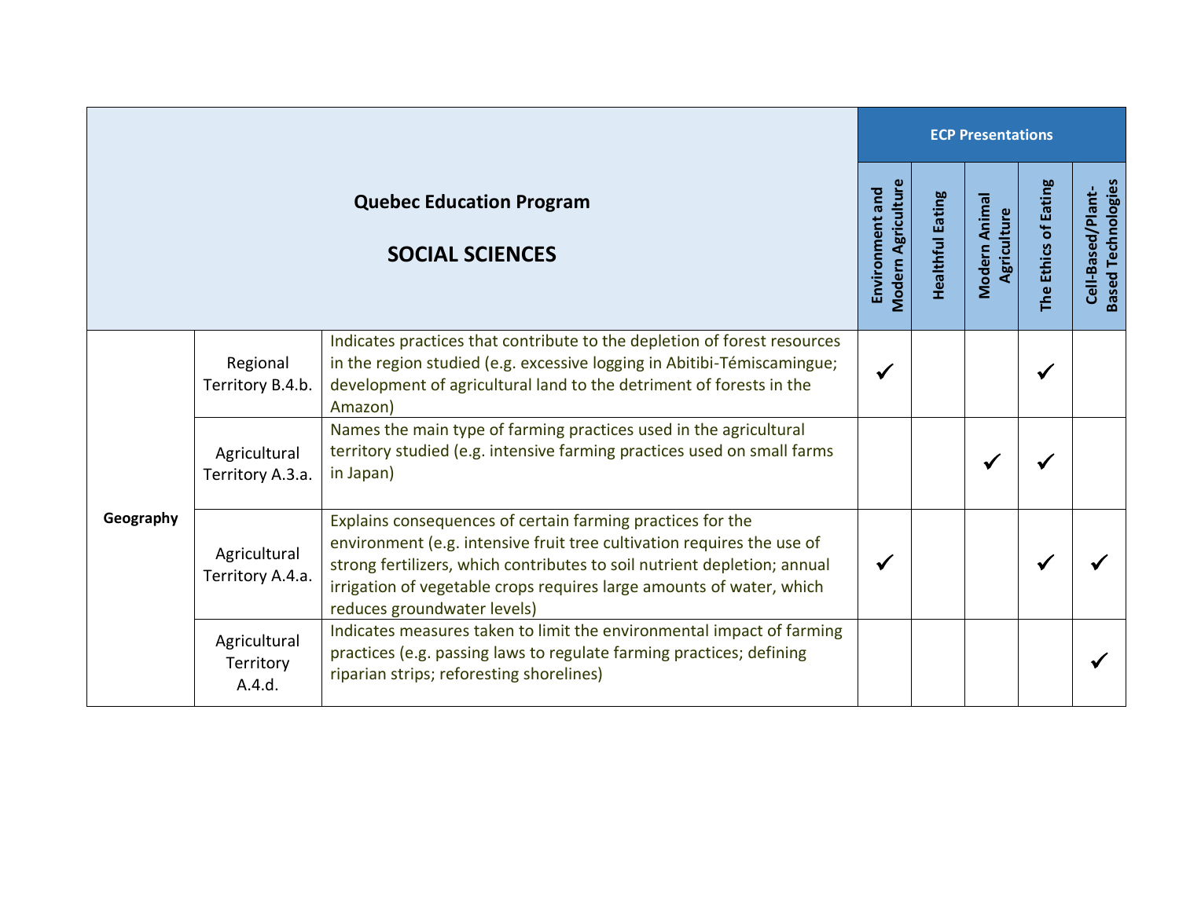| Quebec Education Program<br><br>**SOCIAL SCIENCES** | | | **ECP Presentations** | | | | |
|---|---|---|---|---|---|---|---|
| | | | **Environment and Modern Agriculture** | **Healthful Eating** | **Modern Animal Agriculture** | **The Ethics of Eating** | **Cell-Based/Plant-Based Technologies** |
| **Geography** | Regional Territory B.4.b. | Indicates practices that contribute to the depletion of forest resources in the region studied (e.g. excessive logging in Abitibi-Témiscamingue; development of agricultural land to the detriment of forests in the Amazon) | ✓ | | | ✓ | |
| | Agricultural Territory A.3.a. | Names the main type of farming practices used in the agricultural territory studied (e.g. intensive farming practices used on small farms in Japan) | | | ✓ | ✓ | |
| | Agricultural Territory A.4.a. | Explains consequences of certain farming practices for the environment (e.g. intensive fruit tree cultivation requires the use of strong fertilizers, which contributes to soil nutrient depletion; annual irrigation of vegetable crops requires large amounts of water, which reduces groundwater levels) | ✓ | | | ✓ | ✓ |
| | Agricultural Territory A.4.d. | Indicates measures taken to limit the environmental impact of farming practices (e.g. passing laws to regulate farming practices; defining riparian strips; reforesting shorelines) | | | | | ✓ |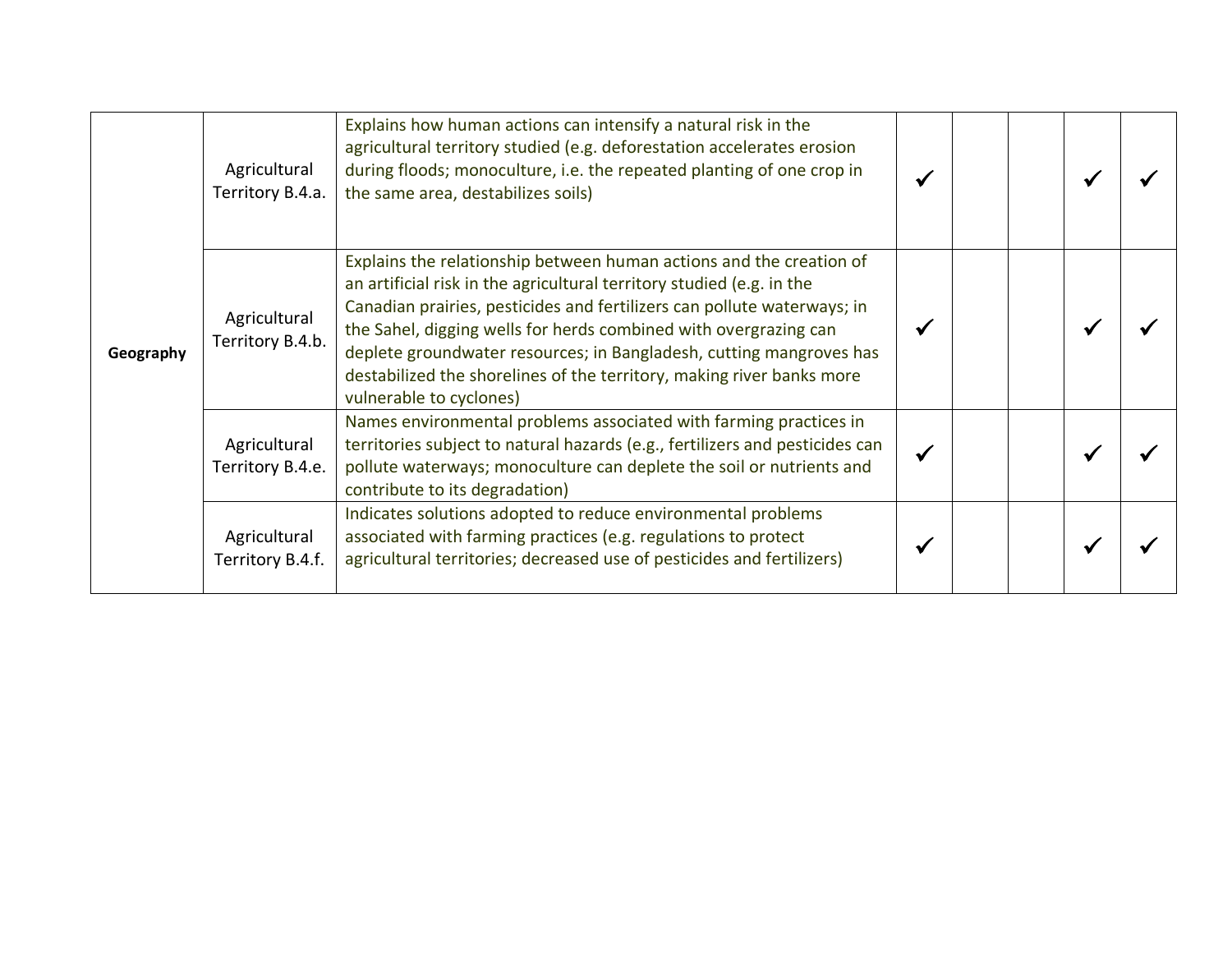| | | | | | | | |
|---|---|---|---|---|---|---|---|
| **Geography** | Agricultural Territory B.4.a. | Explains how human actions can intensify a natural risk in the agricultural territory studied (e.g. deforestation accelerates erosion during floods; monoculture, i.e. the repeated planting of one crop in the same area, destabilizes soils) | ✓ | | | ✓ | ✓ |
| | Agricultural Territory B.4.b. | Explains the relationship between human actions and the creation of an artificial risk in the agricultural territory studied (e.g. in the Canadian prairies, pesticides and fertilizers can pollute waterways; in the Sahel, digging wells for herds combined with overgrazing can deplete groundwater resources; in Bangladesh, cutting mangroves has destabilized the shorelines of the territory, making river banks more vulnerable to cyclones) | ✓ | | | ✓ | ✓ |
| | Agricultural Territory B.4.e. | Names environmental problems associated with farming practices in territories subject to natural hazards (e.g., fertilizers and pesticides can pollute waterways; monoculture can deplete the soil or nutrients and contribute to its degradation) | ✓ | | | ✓ | ✓ |
| | Agricultural Territory B.4.f. | Indicates solutions adopted to reduce environmental problems associated with farming practices (e.g. regulations to protect agricultural territories; decreased use of pesticides and fertilizers) | ✓ | | | ✓ | ✓ |